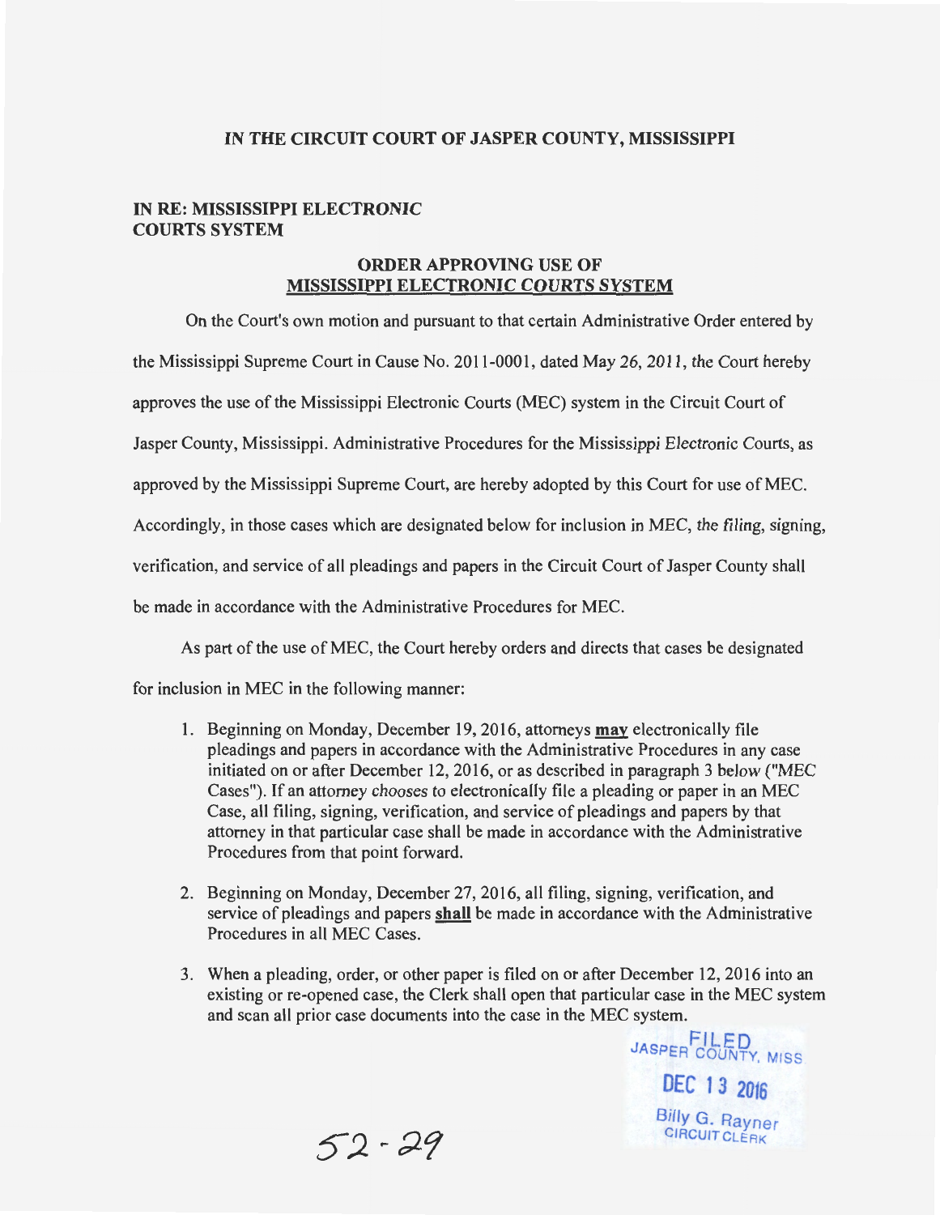**IN THE CIRCUIT COURT OF JASPER COUNTY, MISSISSIPPI**

**IN RE: MISSISSIPPI ELECTRONIC COURTS SYSTEM**

**ORDER APPROVING USE OF <u>MISSISSIPPI ELECTRONIC COURTS SYSTEM</u>**

On the Court's own motion and pursuant to that certain Administrative Order entered by the Mississippi Supreme Court in Cause No. 2011-0001, dated May 26, 2011, the Court hereby approves the use of the Mississippi Electronic Courts (MEC) system in the Circuit Court of Jasper County, Mississippi. Administrative Procedures for the Mississippi Electronic Courts, as approved by the Mississippi Supreme Court, are hereby adopted by this Court for use of MEC. Accordingly, in those cases which are designated below for inclusion in MEC, the filing, signing, verification, and service of all pleadings and papers in the Circuit Court of Jasper County shall be made in accordance with the Administrative Procedures for MEC.

As part of the use of MEC, the Court hereby orders and directs that cases be designated for inclusion in MEC in the following manner:

1. Beginning on Monday, December 19, 2016, attorneys **<u>may</u>** electronically file pleadings and papers in accordance with the Administrative Procedures in any case initiated on or after December 12, 2016, or as described in paragraph 3 below ("MEC Cases"). If an attorney chooses to electronically file a pleading or paper in an MEC Case, all filing, signing, verification, and service of pleadings and papers by that attorney in that particular case shall be made in accordance with the Administrative Procedures from that point forward.

2. Beginning on Monday, December 27, 2016, all filing, signing, verification, and service of pleadings and papers **<u>shall</u>** be made in accordance with the Administrative Procedures in all MEC Cases.

3. When a pleading, order, or other paper is filed on or after December 12, 2016 into an existing or re-opened case, the Clerk shall open that particular case in the MEC system and scan all prior case documents into the case in the MEC system.

FILED
JASPER COUNTY, MISS
DEC 13 2016
Billy G. Rayner
CIRCUIT CLERK

52-29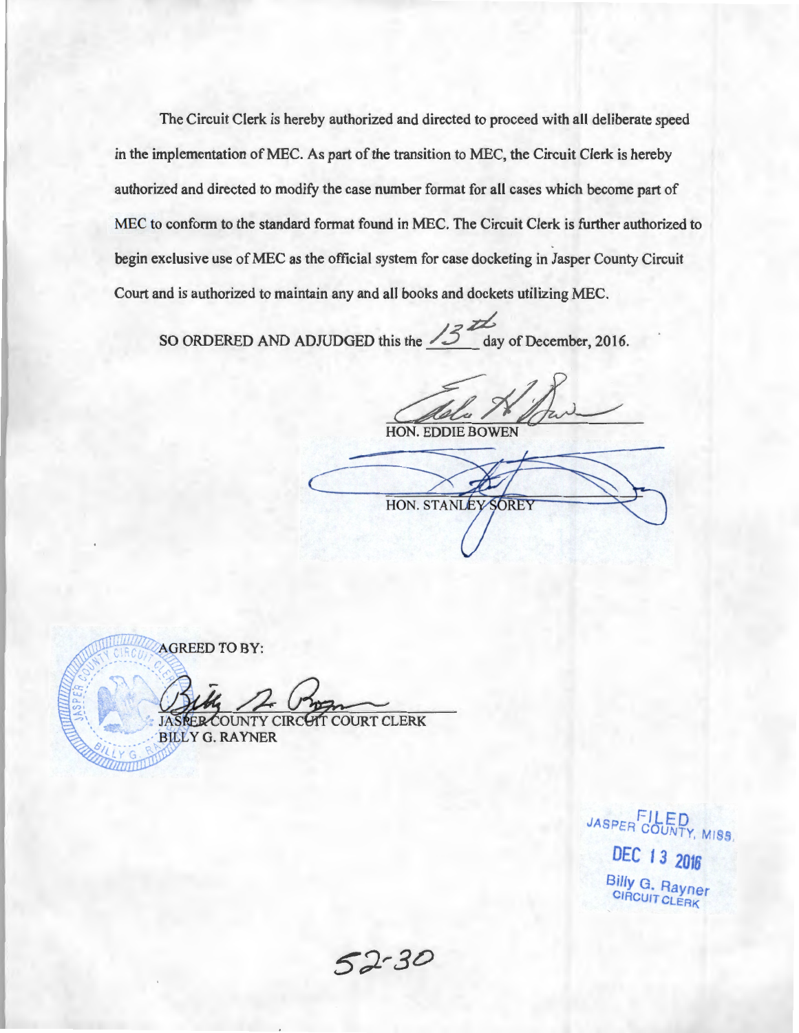The Circuit Clerk is hereby authorized and directed to proceed with all deliberate speed in the implementation of MEC. As part of the transition to MEC, the Circuit Clerk is hereby authorized and directed to modify the case number format for all cases which become part of MEC to conform to the standard format found in MEC. The Circuit Clerk is further authorized to begin exclusive use of MEC as the official system for case docketing in Jasper County Circuit Court and is authorized to maintain any and all books and dockets utilizing MEC.

SO ORDERED AND ADJUDGED this the 13th day of December, 2016.

HON. EDDIE BOWEN

HON. STANLEY SOREY

AGREED TO BY:

JASPER COUNTY CIRCUIT COURT CLERK
BILLY G. RAYNER

FILED
JASPER COUNTY, MISS.
DEC 13 2016
Billy G. Rayner
CIRCUIT CLERK

52-30